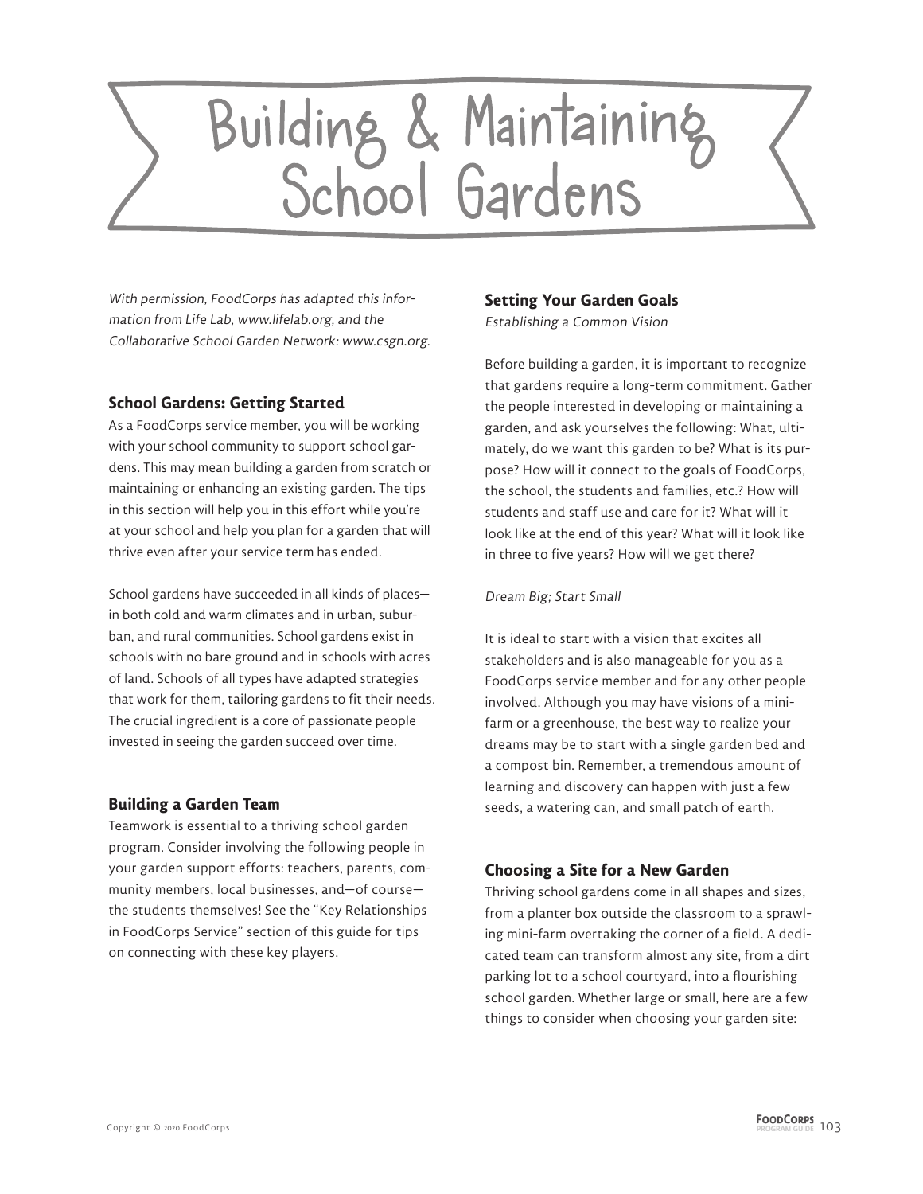# Building & Maintaining School Gardens

*With permission, FoodCorps has adapted this information from Life Lab, www.lifelab.org, and the Collaborative School Garden Network: www.csgn.org.*

## School Gardens: Getting Started

As a FoodCorps service member, you will be working with your school community to support school gardens. This may mean building a garden from scratch or maintaining or enhancing an existing garden. The tips in this section will help you in this effort while you're at your school and help you plan for a garden that will thrive even after your service term has ended.

School gardens have succeeded in all kinds of places—in both cold and warm climates and in urban, suburban, and rural communities. School gardens exist in schools with no bare ground and in schools with acres of land. Schools of all types have adapted strategies that work for them, tailoring gardens to fit their needs. The crucial ingredient is a core of passionate people invested in seeing the garden succeed over time.

## Building a Garden Team

Teamwork is essential to a thriving school garden program. Consider involving the following people in your garden support efforts: teachers, parents, community members, local businesses, and—of course—the students themselves! See the "Key Relationships in FoodCorps Service" section of this guide for tips on connecting with these key players.

## Setting Your Garden Goals

*Establishing a Common Vision*

Before building a garden, it is important to recognize that gardens require a long-term commitment. Gather the people interested in developing or maintaining a garden, and ask yourselves the following: What, ultimately, do we want this garden to be? What is its purpose? How will it connect to the goals of FoodCorps, the school, the students and families, etc.? How will students and staff use and care for it? What will it look like at the end of this year? What will it look like in three to five years? How will we get there?

*Dream Big; Start Small*

It is ideal to start with a vision that excites all stakeholders and is also manageable for you as a FoodCorps service member and for any other people involved. Although you may have visions of a mini-farm or a greenhouse, the best way to realize your dreams may be to start with a single garden bed and a compost bin. Remember, a tremendous amount of learning and discovery can happen with just a few seeds, a watering can, and small patch of earth.

## Choosing a Site for a New Garden

Thriving school gardens come in all shapes and sizes, from a planter box outside the classroom to a sprawling mini-farm overtaking the corner of a field. A dedicated team can transform almost any site, from a dirt parking lot to a school courtyard, into a flourishing school garden. Whether large or small, here are a few things to consider when choosing your garden site: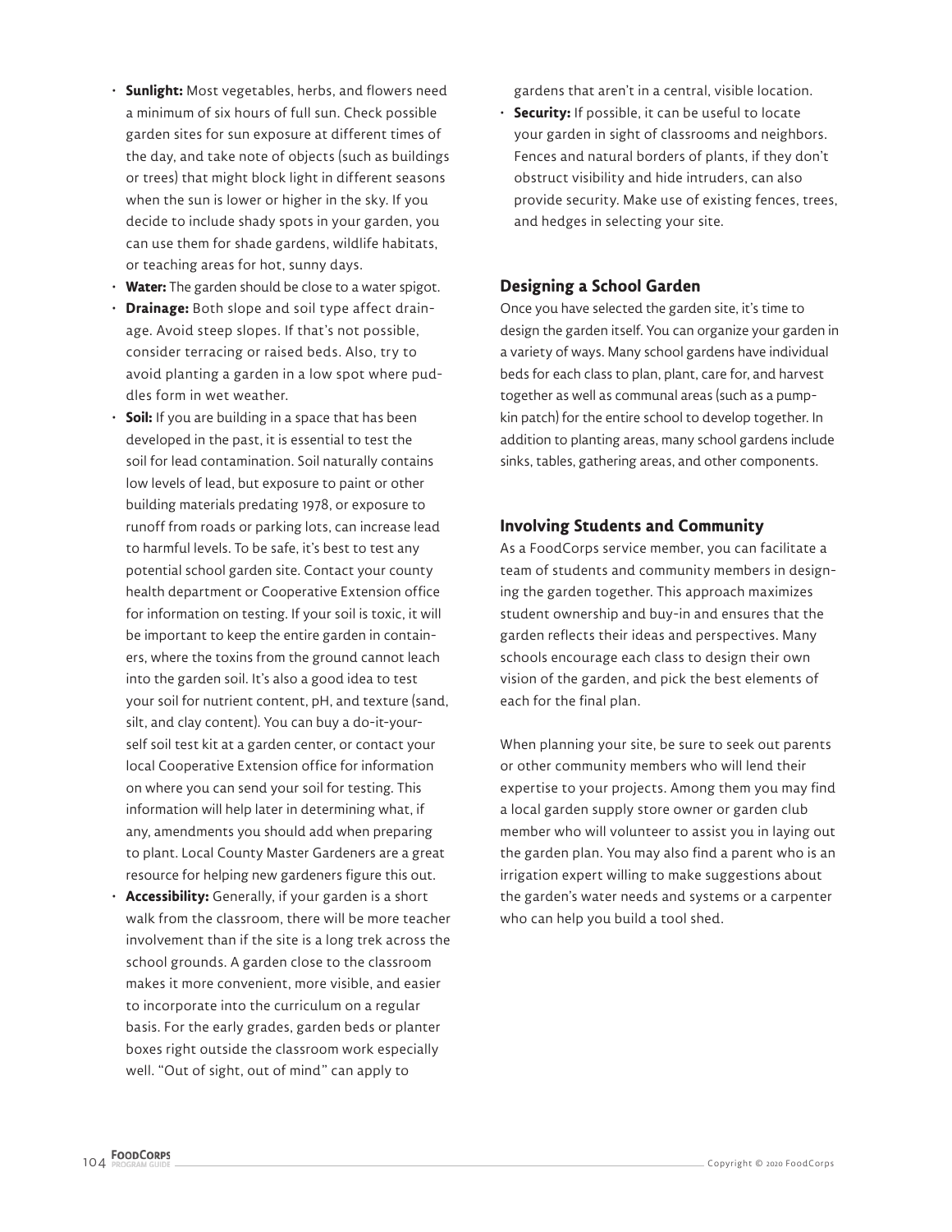- **Sunlight:** Most vegetables, herbs, and flowers need a minimum of six hours of full sun. Check possible garden sites for sun exposure at different times of the day, and take note of objects (such as buildings or trees) that might block light in different seasons when the sun is lower or higher in the sky. If you decide to include shady spots in your garden, you can use them for shade gardens, wildlife habitats, or teaching areas for hot, sunny days.
- **Water:** The garden should be close to a water spigot.
- **Drainage:** Both slope and soil type affect drainage. Avoid steep slopes. If that's not possible, consider terracing or raised beds. Also, try to avoid planting a garden in a low spot where puddles form in wet weather.
- **Soil:** If you are building in a space that has been developed in the past, it is essential to test the soil for lead contamination. Soil naturally contains low levels of lead, but exposure to paint or other building materials predating 1978, or exposure to runoff from roads or parking lots, can increase lead to harmful levels. To be safe, it's best to test any potential school garden site. Contact your county health department or Cooperative Extension office for information on testing. If your soil is toxic, it will be important to keep the entire garden in containers, where the toxins from the ground cannot leach into the garden soil. It's also a good idea to test your soil for nutrient content, pH, and texture (sand, silt, and clay content). You can buy a do-it-yourself soil test kit at a garden center, or contact your local Cooperative Extension office for information on where you can send your soil for testing. This information will help later in determining what, if any, amendments you should add when preparing to plant. Local County Master Gardeners are a great resource for helping new gardeners figure this out.
- **Accessibility:** Generally, if your garden is a short walk from the classroom, there will be more teacher involvement than if the site is a long trek across the school grounds. A garden close to the classroom makes it more convenient, more visible, and easier to incorporate into the curriculum on a regular basis. For the early grades, garden beds or planter boxes right outside the classroom work especially well. "Out of sight, out of mind" can apply to gardens that aren't in a central, visible location.
- **Security:** If possible, it can be useful to locate your garden in sight of classrooms and neighbors. Fences and natural borders of plants, if they don't obstruct visibility and hide intruders, can also provide security. Make use of existing fences, trees, and hedges in selecting your site.

### Designing a School Garden

Once you have selected the garden site, it's time to design the garden itself. You can organize your garden in a variety of ways. Many school gardens have individual beds for each class to plan, plant, care for, and harvest together as well as communal areas (such as a pumpkin patch) for the entire school to develop together. In addition to planting areas, many school gardens include sinks, tables, gathering areas, and other components.

### Involving Students and Community

As a FoodCorps service member, you can facilitate a team of students and community members in designing the garden together. This approach maximizes student ownership and buy-in and ensures that the garden reflects their ideas and perspectives. Many schools encourage each class to design their own vision of the garden, and pick the best elements of each for the final plan.

When planning your site, be sure to seek out parents or other community members who will lend their expertise to your projects. Among them you may find a local garden supply store owner or garden club member who will volunteer to assist you in laying out the garden plan. You may also find a parent who is an irrigation expert willing to make suggestions about the garden's water needs and systems or a carpenter who can help you build a tool shed.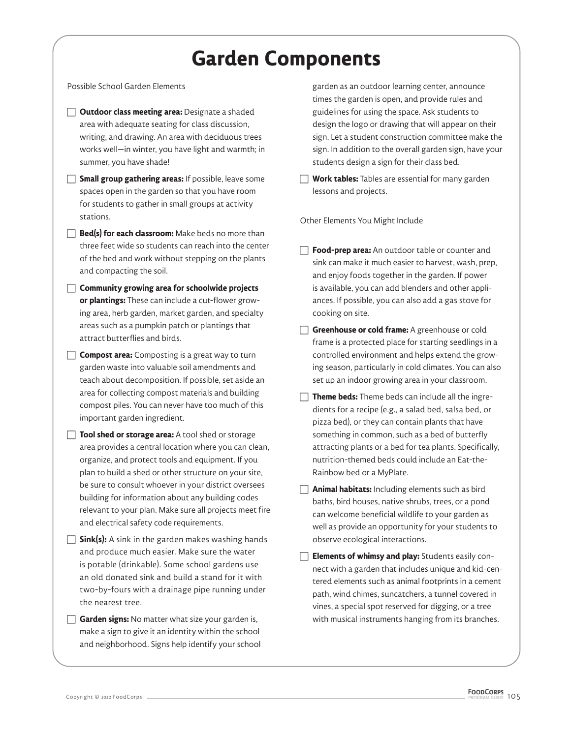# Garden Components

Possible School Garden Elements

- [ ] **Outdoor class meeting area:** Designate a shaded area with adequate seating for class discussion, writing, and drawing. An area with deciduous trees works well—in winter, you have light and warmth; in summer, you have shade!
- [ ] **Small group gathering areas:** If possible, leave some spaces open in the garden so that you have room for students to gather in small groups at activity stations.
- [ ] **Bed(s) for each classroom:** Make beds no more than three feet wide so students can reach into the center of the bed and work without stepping on the plants and compacting the soil.
- [ ] **Community growing area for schoolwide projects or plantings:** These can include a cut-flower growing area, herb garden, market garden, and specialty areas such as a pumpkin patch or plantings that attract butterflies and birds.
- [ ] **Compost area:** Composting is a great way to turn garden waste into valuable soil amendments and teach about decomposition. If possible, set aside an area for collecting compost materials and building compost piles. You can never have too much of this important garden ingredient.
- [ ] **Tool shed or storage area:** A tool shed or storage area provides a central location where you can clean, organize, and protect tools and equipment. If you plan to build a shed or other structure on your site, be sure to consult whoever in your district oversees building for information about any building codes relevant to your plan. Make sure all projects meet fire and electrical safety code requirements.
- [ ] **Sink(s):** A sink in the garden makes washing hands and produce much easier. Make sure the water is potable (drinkable). Some school gardens use an old donated sink and build a stand for it with two-by-fours with a drainage pipe running under the nearest tree.
- [ ] **Garden signs:** No matter what size your garden is, make a sign to give it an identity within the school and neighborhood. Signs help identify your school garden as an outdoor learning center, announce times the garden is open, and provide rules and guidelines for using the space. Ask students to design the logo or drawing that will appear on their sign. Let a student construction committee make the sign. In addition to the overall garden sign, have your students design a sign for their class bed.
- [ ] **Work tables:** Tables are essential for many garden lessons and projects.

Other Elements You Might Include

- [ ] **Food-prep area:** An outdoor table or counter and sink can make it much easier to harvest, wash, prep, and enjoy foods together in the garden. If power is available, you can add blenders and other appliances. If possible, you can also add a gas stove for cooking on site.
- [ ] **Greenhouse or cold frame:** A greenhouse or cold frame is a protected place for starting seedlings in a controlled environment and helps extend the growing season, particularly in cold climates. You can also set up an indoor growing area in your classroom.
- [ ] **Theme beds:** Theme beds can include all the ingredients for a recipe (e.g., a salad bed, salsa bed, or pizza bed), or they can contain plants that have something in common, such as a bed of butterfly attracting plants or a bed for tea plants. Specifically, nutrition-themed beds could include an Eat-the-Rainbow bed or a MyPlate.
- [ ] **Animal habitats:** Including elements such as bird baths, bird houses, native shrubs, trees, or a pond can welcome beneficial wildlife to your garden as well as provide an opportunity for your students to observe ecological interactions.
- [ ] **Elements of whimsy and play:** Students easily connect with a garden that includes unique and kid-centered elements such as animal footprints in a cement path, wind chimes, suncatchers, a tunnel covered in vines, a special spot reserved for digging, or a tree with musical instruments hanging from its branches.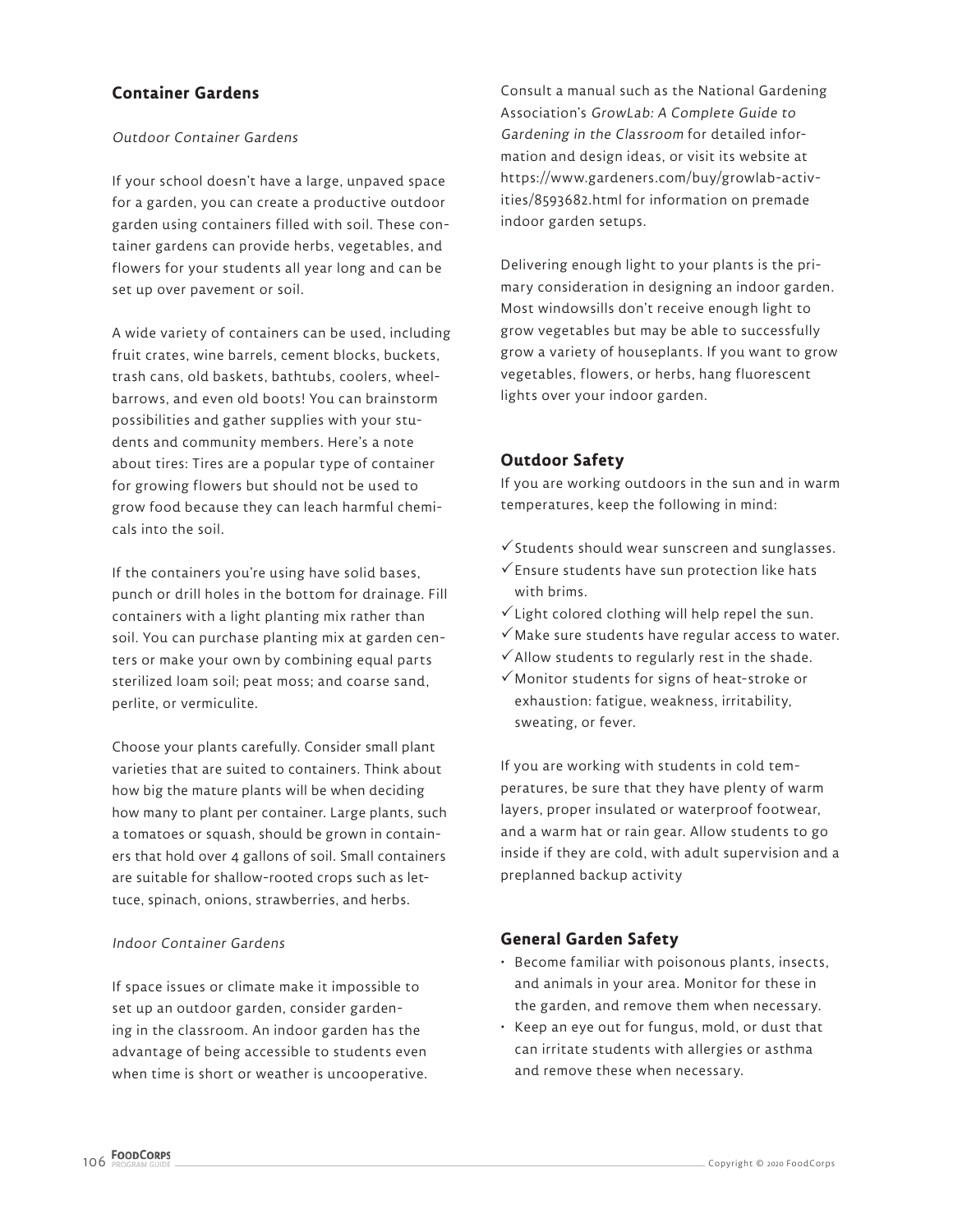## Container Gardens

*Outdoor Container Gardens*

If your school doesn't have a large, unpaved space for a garden, you can create a productive outdoor garden using containers filled with soil. These container gardens can provide herbs, vegetables, and flowers for your students all year long and can be set up over pavement or soil.

A wide variety of containers can be used, including fruit crates, wine barrels, cement blocks, buckets, trash cans, old baskets, bathtubs, coolers, wheelbarrows, and even old boots! You can brainstorm possibilities and gather supplies with your students and community members. Here's a note about tires: Tires are a popular type of container for growing flowers but should not be used to grow food because they can leach harmful chemicals into the soil.

If the containers you're using have solid bases, punch or drill holes in the bottom for drainage. Fill containers with a light planting mix rather than soil. You can purchase planting mix at garden centers or make your own by combining equal parts sterilized loam soil; peat moss; and coarse sand, perlite, or vermiculite.

Choose your plants carefully. Consider small plant varieties that are suited to containers. Think about how big the mature plants will be when deciding how many to plant per container. Large plants, such a tomatoes or squash, should be grown in containers that hold over 4 gallons of soil. Small containers are suitable for shallow-rooted crops such as lettuce, spinach, onions, strawberries, and herbs.

*Indoor Container Gardens*

If space issues or climate make it impossible to set up an outdoor garden, consider gardening in the classroom. An indoor garden has the advantage of being accessible to students even when time is short or weather is uncooperative. Consult a manual such as the National Gardening Association's *GrowLab: A Complete Guide to Gardening in the Classroom* for detailed information and design ideas, or visit its website at https://www.gardeners.com/buy/growlab-activities/8593682.html for information on premade indoor garden setups.

Delivering enough light to your plants is the primary consideration in designing an indoor garden. Most windowsills don't receive enough light to grow vegetables but may be able to successfully grow a variety of houseplants. If you want to grow vegetables, flowers, or herbs, hang fluorescent lights over your indoor garden.

## Outdoor Safety

If you are working outdoors in the sun and in warm temperatures, keep the following in mind:

- ✓ Students should wear sunscreen and sunglasses.
- ✓ Ensure students have sun protection like hats with brims.
- ✓ Light colored clothing will help repel the sun.
- ✓ Make sure students have regular access to water.
- ✓ Allow students to regularly rest in the shade.
- ✓ Monitor students for signs of heat-stroke or exhaustion: fatigue, weakness, irritability, sweating, or fever.

If you are working with students in cold temperatures, be sure that they have plenty of warm layers, proper insulated or waterproof footwear, and a warm hat or rain gear. Allow students to go inside if they are cold, with adult supervision and a preplanned backup activity

## General Garden Safety

- Become familiar with poisonous plants, insects, and animals in your area. Monitor for these in the garden, and remove them when necessary.
- Keep an eye out for fungus, mold, or dust that can irritate students with allergies or asthma and remove these when necessary.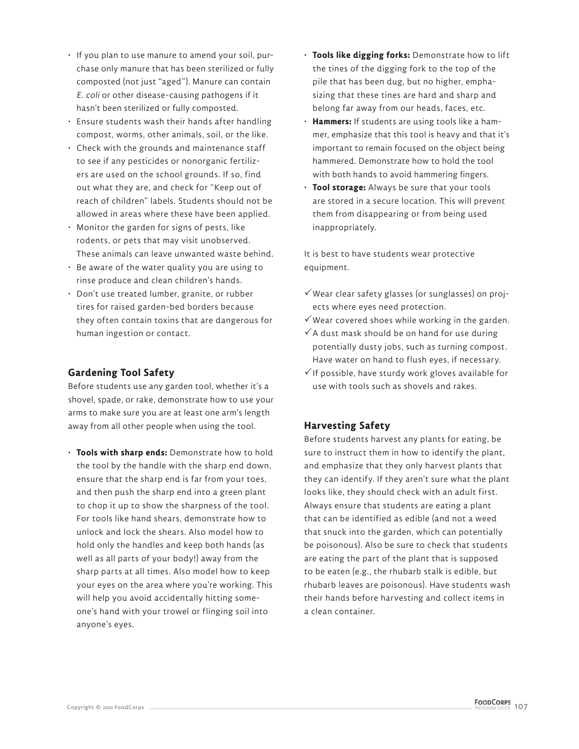- If you plan to use manure to amend your soil, purchase only manure that has been sterilized or fully composted (not just "aged"). Manure can contain *E. coli* or other disease-causing pathogens if it hasn't been sterilized or fully composted.
- Ensure students wash their hands after handling compost, worms, other animals, soil, or the like.
- Check with the grounds and maintenance staff to see if any pesticides or nonorganic fertilizers are used on the school grounds. If so, find out what they are, and check for "Keep out of reach of children" labels. Students should not be allowed in areas where these have been applied.
- Monitor the garden for signs of pests, like rodents, or pets that may visit unobserved. These animals can leave unwanted waste behind.
- Be aware of the water quality you are using to rinse produce and clean children's hands.
- Don't use treated lumber, granite, or rubber tires for raised garden-bed borders because they often contain toxins that are dangerous for human ingestion or contact.

## Gardening Tool Safety

Before students use any garden tool, whether it's a shovel, spade, or rake, demonstrate how to use your arms to make sure you are at least one arm's length away from all other people when using the tool.

- **Tools with sharp ends:** Demonstrate how to hold the tool by the handle with the sharp end down, ensure that the sharp end is far from your toes, and then push the sharp end into a green plant to chop it up to show the sharpness of the tool. For tools like hand shears, demonstrate how to unlock and lock the shears. Also model how to hold only the handles and keep both hands (as well as all parts of your body!) away from the sharp parts at all times. Also model how to keep your eyes on the area where you're working. This will help you avoid accidentally hitting someone's hand with your trowel or flinging soil into anyone's eyes.
- **Tools like digging forks:** Demonstrate how to lift the tines of the digging fork to the top of the pile that has been dug, but no higher, emphasizing that these tines are hard and sharp and belong far away from our heads, faces, etc.
- **Hammers:** If students are using tools like a hammer, emphasize that this tool is heavy and that it's important to remain focused on the object being hammered. Demonstrate how to hold the tool with both hands to avoid hammering fingers.
- **Tool storage:** Always be sure that your tools are stored in a secure location. This will prevent them from disappearing or from being used inappropriately.

It is best to have students wear protective equipment.

- ✓ Wear clear safety glasses (or sunglasses) on projects where eyes need protection.
- ✓ Wear covered shoes while working in the garden.
- ✓ A dust mask should be on hand for use during potentially dusty jobs, such as turning compost. Have water on hand to flush eyes, if necessary.
- ✓ If possible, have sturdy work gloves available for use with tools such as shovels and rakes.

## Harvesting Safety

Before students harvest any plants for eating, be sure to instruct them in how to identify the plant, and emphasize that they only harvest plants that they can identify. If they aren't sure what the plant looks like, they should check with an adult first. Always ensure that students are eating a plant that can be identified as edible (and not a weed that snuck into the garden, which can potentially be poisonous). Also be sure to check that students are eating the part of the plant that is supposed to be eaten (e.g., the rhubarb stalk is edible, but rhubarb leaves are poisonous). Have students wash their hands before harvesting and collect items in a clean container.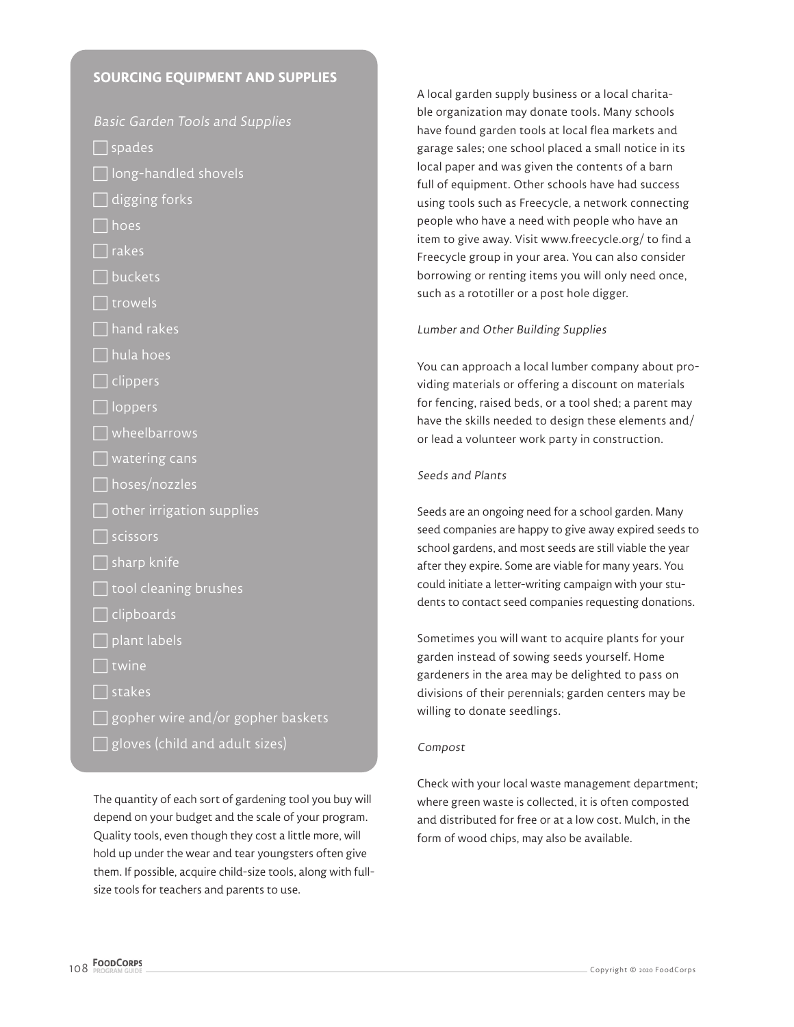## SOURCING EQUIPMENT AND SUPPLIES

*Basic Garden Tools and Supplies*

- [ ] spades
- [ ] long-handled shovels
- [ ] digging forks
- [ ] hoes
- [ ] rakes
- [ ] buckets
- [ ] trowels
- [ ] hand rakes
- [ ] hula hoes
- [ ] clippers
- [ ] loppers
- [ ] wheelbarrows
- [ ] watering cans
- [ ] hoses/nozzles
- [ ] other irrigation supplies
- [ ] scissors
- [ ] sharp knife
- [ ] tool cleaning brushes
- [ ] clipboards
- [ ] plant labels
- [ ] twine
- [ ] stakes
- [ ] gopher wire and/or gopher baskets
- [ ] gloves (child and adult sizes)

The quantity of each sort of gardening tool you buy will depend on your budget and the scale of your program. Quality tools, even though they cost a little more, will hold up under the wear and tear youngsters often give them. If possible, acquire child-size tools, along with full-size tools for teachers and parents to use.

A local garden supply business or a local charitable organization may donate tools. Many schools have found garden tools at local flea markets and garage sales; one school placed a small notice in its local paper and was given the contents of a barn full of equipment. Other schools have had success using tools such as Freecycle, a network connecting people who have a need with people who have an item to give away. Visit www.freecycle.org/ to find a Freecycle group in your area. You can also consider borrowing or renting items you will only need once, such as a rototiller or a post hole digger.

*Lumber and Other Building Supplies*

You can approach a local lumber company about providing materials or offering a discount on materials for fencing, raised beds, or a tool shed; a parent may have the skills needed to design these elements and/or lead a volunteer work party in construction.

*Seeds and Plants*

Seeds are an ongoing need for a school garden. Many seed companies are happy to give away expired seeds to school gardens, and most seeds are still viable the year after they expire. Some are viable for many years. You could initiate a letter-writing campaign with your students to contact seed companies requesting donations.

Sometimes you will want to acquire plants for your garden instead of sowing seeds yourself. Home gardeners in the area may be delighted to pass on divisions of their perennials; garden centers may be willing to donate seedlings.

*Compost*

Check with your local waste management department; where green waste is collected, it is often composted and distributed for free or at a low cost. Mulch, in the form of wood chips, may also be available.